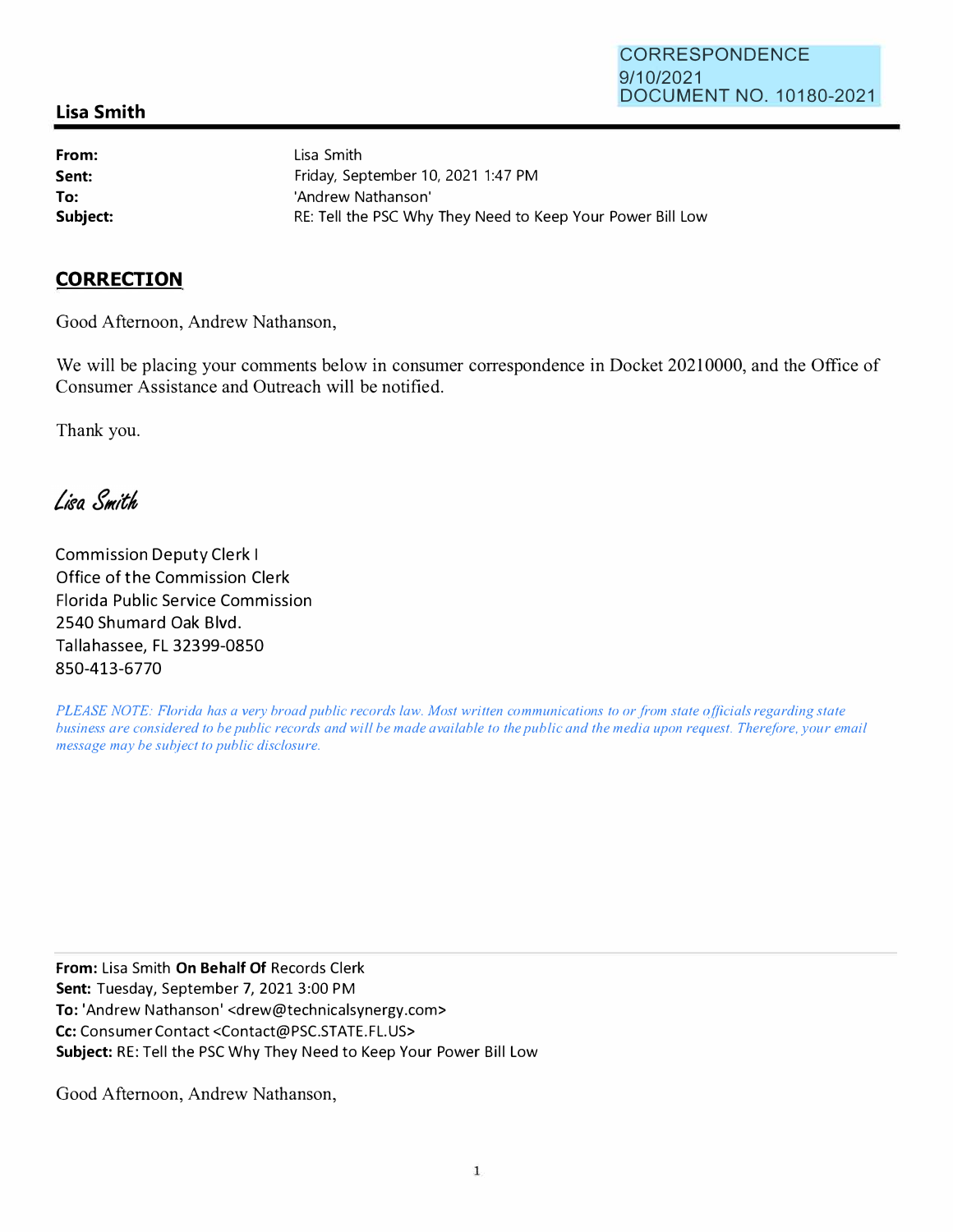CORRESPONDENCE
9/10/2021
DOCUMENT NO. 10180-2021

**Lisa Smith**

| | |
|---|---|
| **From:** | Lisa Smith |
| **Sent:** | Friday, September 10, 2021 1:47 PM |
| **To:** | 'Andrew Nathanson' |
| **Subject:** | RE: Tell the PSC Why They Need to Keep Your Power Bill Low |

## CORRECTION

Good Afternoon, Andrew Nathanson,

We will be placing your comments below in consumer correspondence in Docket 20210000, and the Office of Consumer Assistance and Outreach will be notified.

Thank you.

*Lisa Smith*

Commission Deputy Clerk I
Office of the Commission Clerk
Florida Public Service Commission
2540 Shumard Oak Blvd.
Tallahassee, FL 32399-0850
850-413-6770

*PLEASE NOTE: Florida has a very broad public records law. Most written communications to or from state officials regarding state business are considered to be public records and will be made available to the public and the media upon request. Therefore, your email message may be subject to public disclosure.*

---

**From:** Lisa Smith **On Behalf Of** Records Clerk
**Sent:** Tuesday, September 7, 2021 3:00 PM
**To:** 'Andrew Nathanson' <drew@technicalsynergy.com>
**Cc:** Consumer Contact <Contact@PSC.STATE.FL.US>
**Subject:** RE: Tell the PSC Why They Need to Keep Your Power Bill Low

Good Afternoon, Andrew Nathanson,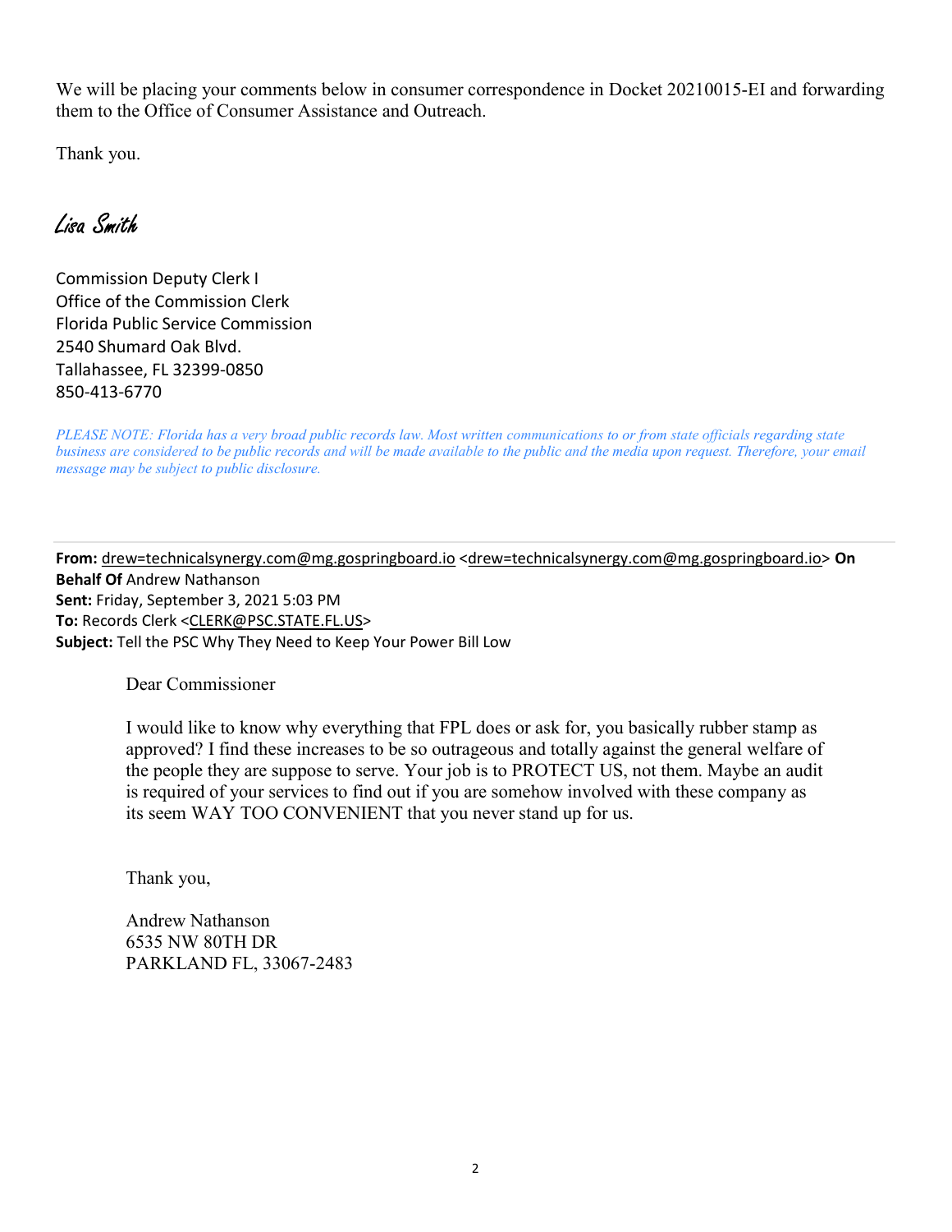We will be placing your comments below in consumer correspondence in Docket 20210015-EI and forwarding them to the Office of Consumer Assistance and Outreach.

Thank you.

Lisa Smith

Commission Deputy Clerk I
Office of the Commission Clerk
Florida Public Service Commission
2540 Shumard Oak Blvd.
Tallahassee, FL 32399-0850
850-413-6770

*PLEASE NOTE: Florida has a very broad public records law. Most written communications to or from state officials regarding state business are considered to be public records and will be made available to the public and the media upon request. Therefore, your email message may be subject to public disclosure.*

---

**From:** drew=technicalsynergy.com@mg.gospringboard.io <drew=technicalsynergy.com@mg.gospringboard.io> **On Behalf Of** Andrew Nathanson
**Sent:** Friday, September 3, 2021 5:03 PM
**To:** Records Clerk <CLERK@PSC.STATE.FL.US>
**Subject:** Tell the PSC Why They Need to Keep Your Power Bill Low

Dear Commissioner

I would like to know why everything that FPL does or ask for, you basically rubber stamp as approved? I find these increases to be so outrageous and totally against the general welfare of the people they are suppose to serve. Your job is to PROTECT US, not them. Maybe an audit is required of your services to find out if you are somehow involved with these company as its seem WAY TOO CONVENIENT that you never stand up for us.

Thank you,

Andrew Nathanson
6535 NW 80TH DR
PARKLAND FL, 33067-2483